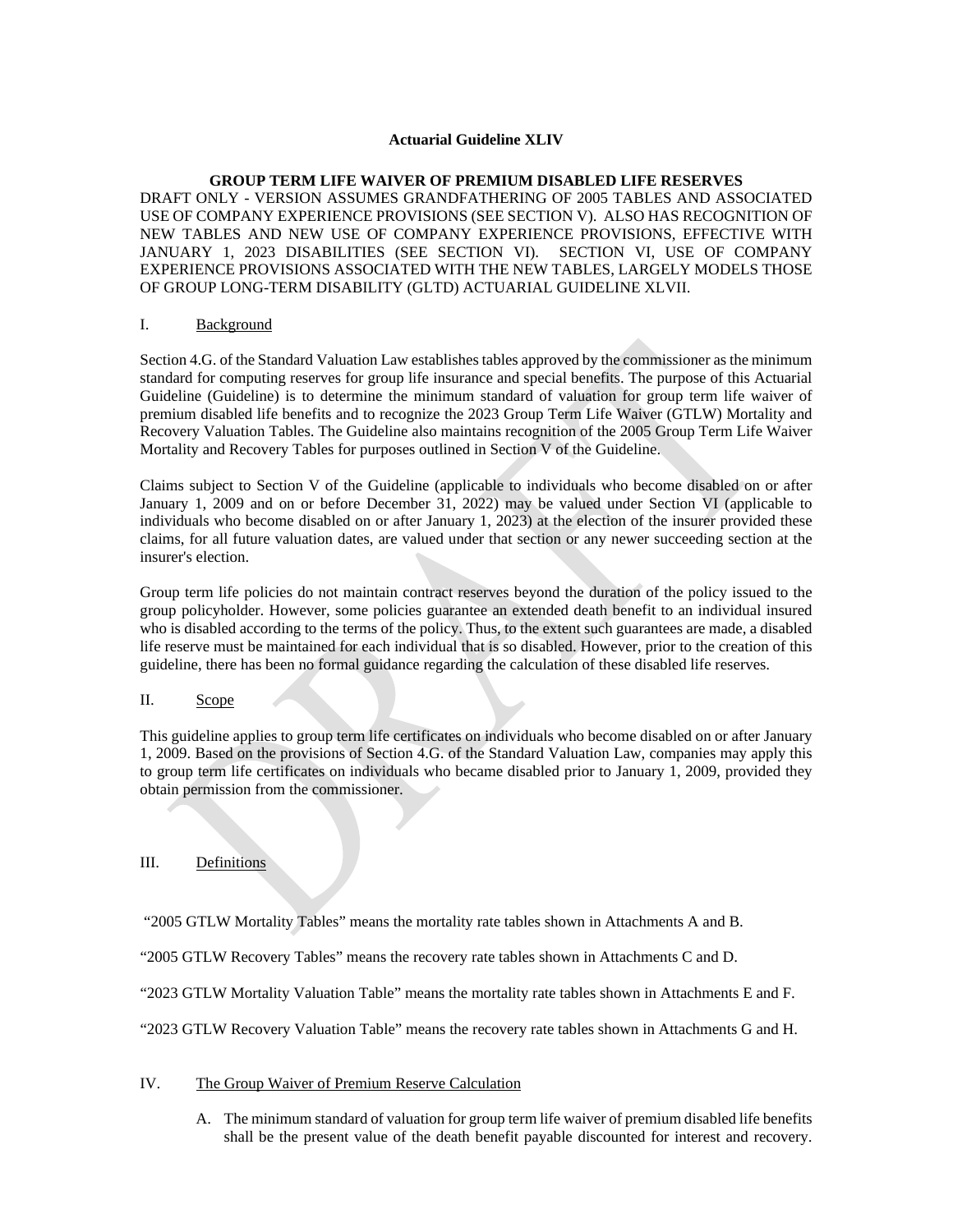**Actuarial Guideline XLIV**

**GROUP TERM LIFE WAIVER OF PREMIUM DISABLED LIFE RESERVES**

DRAFT ONLY - VERSION ASSUMES GRANDFATHERING OF 2005 TABLES AND ASSOCIATED USE OF COMPANY EXPERIENCE PROVISIONS (SEE SECTION V). ALSO HAS RECOGNITION OF NEW TABLES AND NEW USE OF COMPANY EXPERIENCE PROVISIONS, EFFECTIVE WITH JANUARY 1, 2023 DISABILITIES (SEE SECTION VI). SECTION VI, USE OF COMPANY EXPERIENCE PROVISIONS ASSOCIATED WITH THE NEW TABLES, LARGELY MODELS THOSE OF GROUP LONG-TERM DISABILITY (GLTD) ACTUARIAL GUIDELINE XLVII.

## I. Background

Section 4.G. of the Standard Valuation Law establishes tables approved by the commissioner as the minimum standard for computing reserves for group life insurance and special benefits. The purpose of this Actuarial Guideline (Guideline) is to determine the minimum standard of valuation for group term life waiver of premium disabled life benefits and to recognize the 2023 Group Term Life Waiver (GTLW) Mortality and Recovery Valuation Tables. The Guideline also maintains recognition of the 2005 Group Term Life Waiver Mortality and Recovery Tables for purposes outlined in Section V of the Guideline.

Claims subject to Section V of the Guideline (applicable to individuals who become disabled on or after January 1, 2009 and on or before December 31, 2022) may be valued under Section VI (applicable to individuals who become disabled on or after January 1, 2023) at the election of the insurer provided these claims, for all future valuation dates, are valued under that section or any newer succeeding section at the insurer's election.

Group term life policies do not maintain contract reserves beyond the duration of the policy issued to the group policyholder. However, some policies guarantee an extended death benefit to an individual insured who is disabled according to the terms of the policy. Thus, to the extent such guarantees are made, a disabled life reserve must be maintained for each individual that is so disabled. However, prior to the creation of this guideline, there has been no formal guidance regarding the calculation of these disabled life reserves.

## II. Scope

This guideline applies to group term life certificates on individuals who become disabled on or after January 1, 2009. Based on the provisions of Section 4.G. of the Standard Valuation Law, companies may apply this to group term life certificates on individuals who became disabled prior to January 1, 2009, provided they obtain permission from the commissioner.

## III. Definitions

"2005 GTLW Mortality Tables" means the mortality rate tables shown in Attachments A and B.

"2005 GTLW Recovery Tables" means the recovery rate tables shown in Attachments C and D.

"2023 GTLW Mortality Valuation Table" means the mortality rate tables shown in Attachments E and F.

"2023 GTLW Recovery Valuation Table" means the recovery rate tables shown in Attachments G and H.

## IV. The Group Waiver of Premium Reserve Calculation

A. The minimum standard of valuation for group term life waiver of premium disabled life benefits shall be the present value of the death benefit payable discounted for interest and recovery.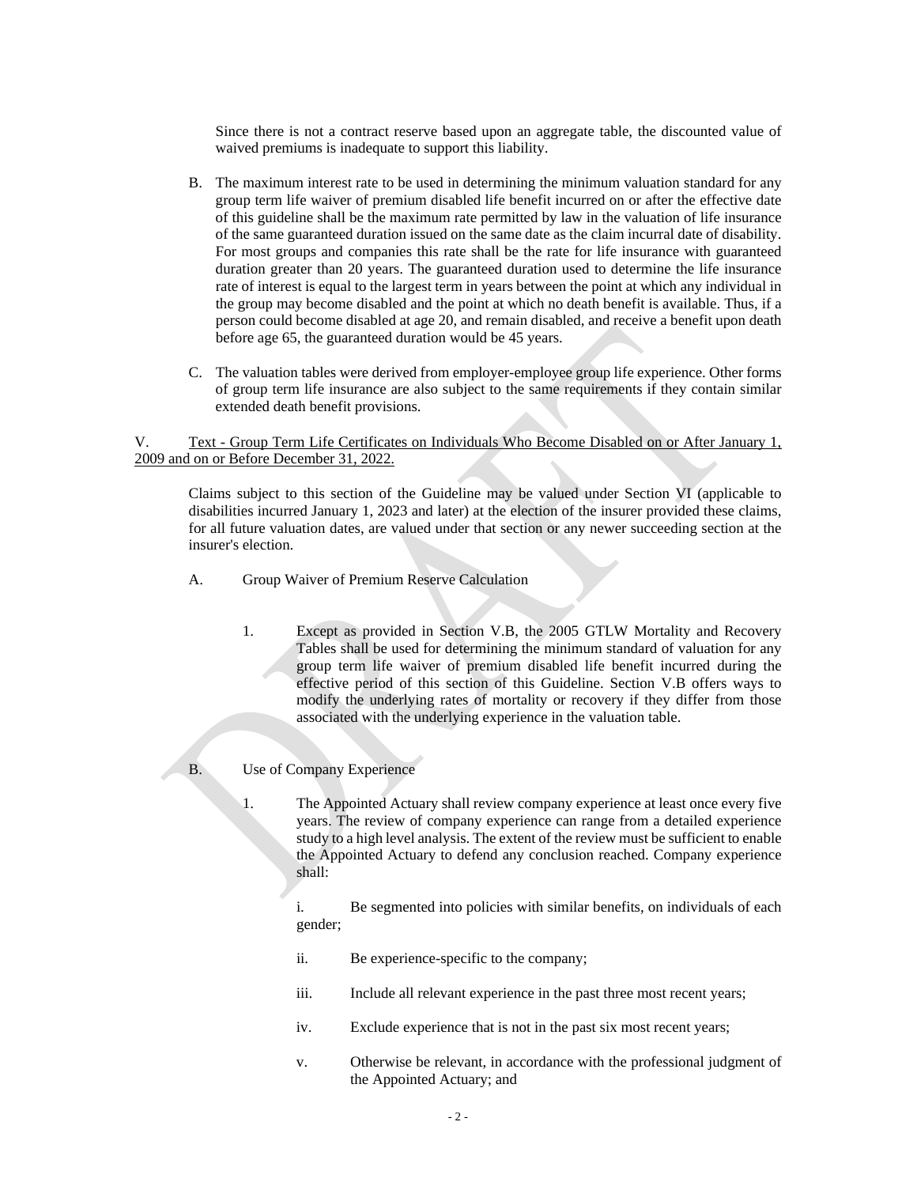Since there is not a contract reserve based upon an aggregate table, the discounted value of waived premiums is inadequate to support this liability.

B. The maximum interest rate to be used in determining the minimum valuation standard for any group term life waiver of premium disabled life benefit incurred on or after the effective date of this guideline shall be the maximum rate permitted by law in the valuation of life insurance of the same guaranteed duration issued on the same date as the claim incurral date of disability. For most groups and companies this rate shall be the rate for life insurance with guaranteed duration greater than 20 years. The guaranteed duration used to determine the life insurance rate of interest is equal to the largest term in years between the point at which any individual in the group may become disabled and the point at which no death benefit is available. Thus, if a person could become disabled at age 20, and remain disabled, and receive a benefit upon death before age 65, the guaranteed duration would be 45 years.

C. The valuation tables were derived from employer-employee group life experience. Other forms of group term life insurance are also subject to the same requirements if they contain similar extended death benefit provisions.

## V. Text - Group Term Life Certificates on Individuals Who Become Disabled on or After January 1, 2009 and on or Before December 31, 2022.

Claims subject to this section of the Guideline may be valued under Section VI (applicable to disabilities incurred January 1, 2023 and later) at the election of the insurer provided these claims, for all future valuation dates, are valued under that section or any newer succeeding section at the insurer's election.

A. Group Waiver of Premium Reserve Calculation

1. Except as provided in Section V.B, the 2005 GTLW Mortality and Recovery Tables shall be used for determining the minimum standard of valuation for any group term life waiver of premium disabled life benefit incurred during the effective period of this section of this Guideline. Section V.B offers ways to modify the underlying rates of mortality or recovery if they differ from those associated with the underlying experience in the valuation table.

B. Use of Company Experience

1. The Appointed Actuary shall review company experience at least once every five years. The review of company experience can range from a detailed experience study to a high level analysis. The extent of the review must be sufficient to enable the Appointed Actuary to defend any conclusion reached. Company experience shall:

   i. Be segmented into policies with similar benefits, on individuals of each gender;

   ii. Be experience-specific to the company;

   iii. Include all relevant experience in the past three most recent years;

   iv. Exclude experience that is not in the past six most recent years;

   v. Otherwise be relevant, in accordance with the professional judgment of the Appointed Actuary; and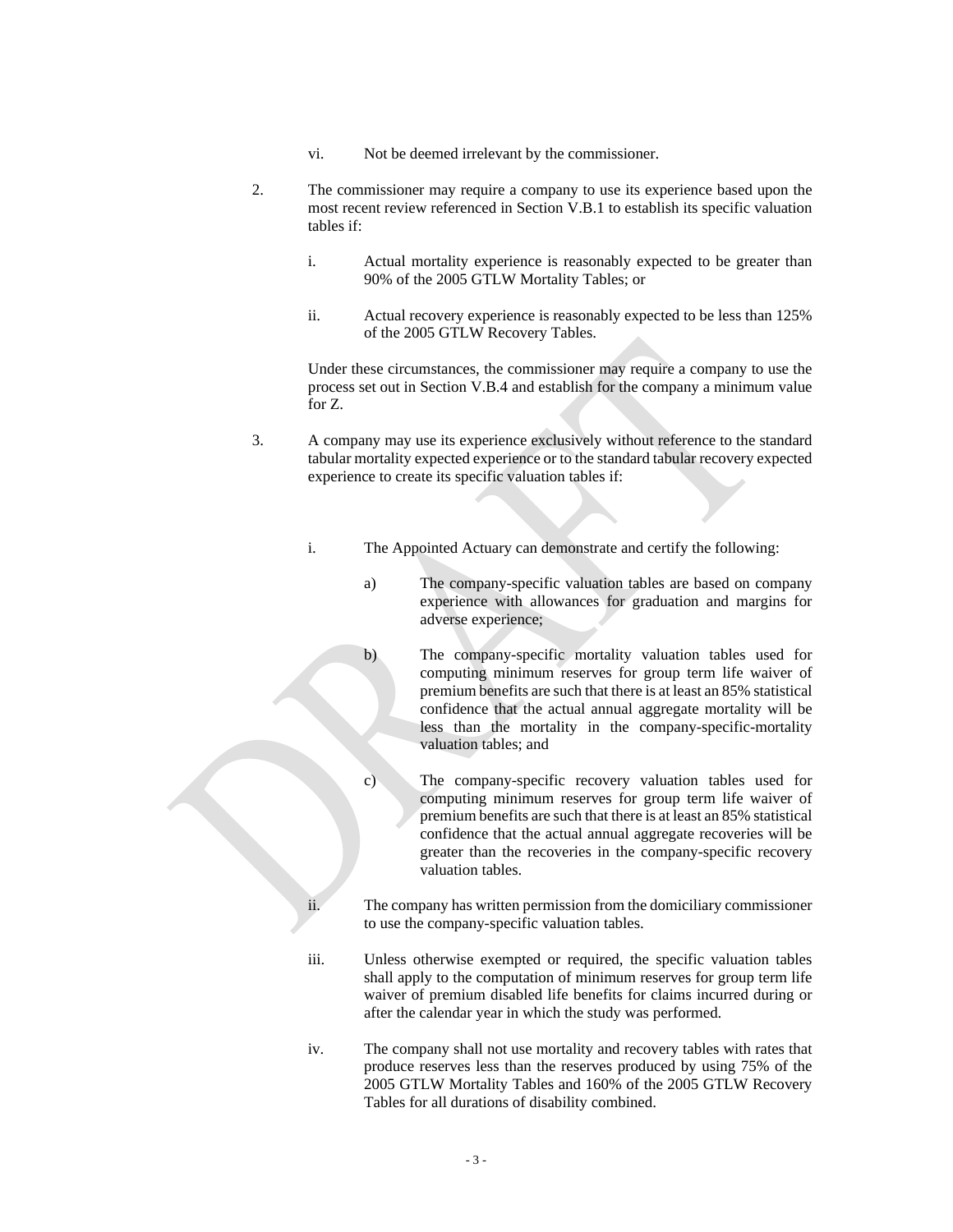vi. Not be deemed irrelevant by the commissioner.

2. The commissioner may require a company to use its experience based upon the most recent review referenced in Section V.B.1 to establish its specific valuation tables if:

   i. Actual mortality experience is reasonably expected to be greater than 90% of the 2005 GTLW Mortality Tables; or

   ii. Actual recovery experience is reasonably expected to be less than 125% of the 2005 GTLW Recovery Tables.

   Under these circumstances, the commissioner may require a company to use the process set out in Section V.B.4 and establish for the company a minimum value for Z.

3. A company may use its experience exclusively without reference to the standard tabular mortality expected experience or to the standard tabular recovery expected experience to create its specific valuation tables if:

   i. The Appointed Actuary can demonstrate and certify the following:

      a) The company-specific valuation tables are based on company experience with allowances for graduation and margins for adverse experience;

      b) The company-specific mortality valuation tables used for computing minimum reserves for group term life waiver of premium benefits are such that there is at least an 85% statistical confidence that the actual annual aggregate mortality will be less than the mortality in the company-specific-mortality valuation tables; and

      c) The company-specific recovery valuation tables used for computing minimum reserves for group term life waiver of premium benefits are such that there is at least an 85% statistical confidence that the actual annual aggregate recoveries will be greater than the recoveries in the company-specific recovery valuation tables.

   ii. The company has written permission from the domiciliary commissioner to use the company-specific valuation tables.

   iii. Unless otherwise exempted or required, the specific valuation tables shall apply to the computation of minimum reserves for group term life waiver of premium disabled life benefits for claims incurred during or after the calendar year in which the study was performed.

   iv. The company shall not use mortality and recovery tables with rates that produce reserves less than the reserves produced by using 75% of the 2005 GTLW Mortality Tables and 160% of the 2005 GTLW Recovery Tables for all durations of disability combined.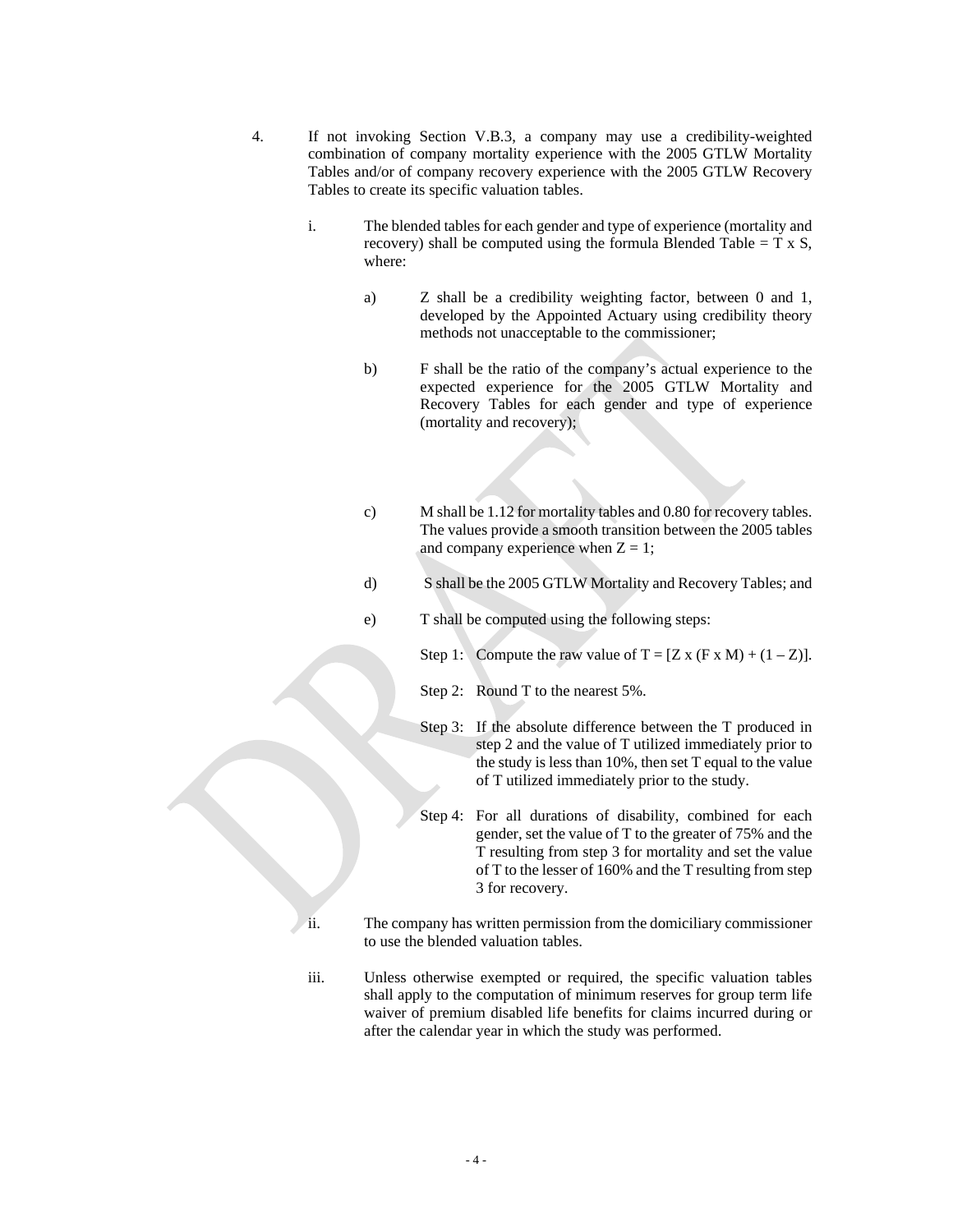4. If not invoking Section V.B.3, a company may use a credibility-weighted combination of company mortality experience with the 2005 GTLW Mortality Tables and/or of company recovery experience with the 2005 GTLW Recovery Tables to create its specific valuation tables.

   i. The blended tables for each gender and type of experience (mortality and recovery) shall be computed using the formula Blended Table = T x S, where:

      a) Z shall be a credibility weighting factor, between 0 and 1, developed by the Appointed Actuary using credibility theory methods not unacceptable to the commissioner;

      b) F shall be the ratio of the company's actual experience to the expected experience for the 2005 GTLW Mortality and Recovery Tables for each gender and type of experience (mortality and recovery);

      c) M shall be 1.12 for mortality tables and 0.80 for recovery tables. The values provide a smooth transition between the 2005 tables and company experience when Z = 1;

      d) S shall be the 2005 GTLW Mortality and Recovery Tables; and

      e) T shall be computed using the following steps:

         Step 1: Compute the raw value of T = [Z x (F x M) + (1 – Z)].

         Step 2: Round T to the nearest 5%.

         Step 3: If the absolute difference between the T produced in step 2 and the value of T utilized immediately prior to the study is less than 10%, then set T equal to the value of T utilized immediately prior to the study.

         Step 4: For all durations of disability, combined for each gender, set the value of T to the greater of 75% and the T resulting from step 3 for mortality and set the value of T to the lesser of 160% and the T resulting from step 3 for recovery.

   ii. The company has written permission from the domiciliary commissioner to use the blended valuation tables.

   iii. Unless otherwise exempted or required, the specific valuation tables shall apply to the computation of minimum reserves for group term life waiver of premium disabled life benefits for claims incurred during or after the calendar year in which the study was performed.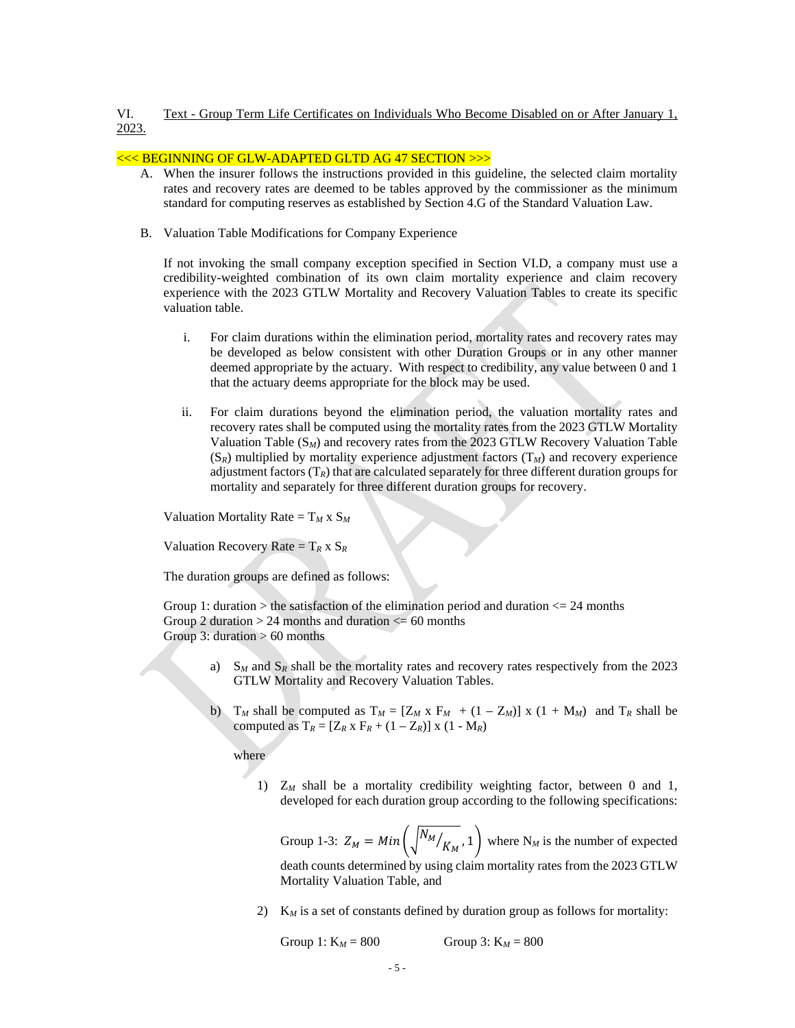VI. Text - Group Term Life Certificates on Individuals Who Become Disabled on or After January 1, 2023.

<<< BEGINNING OF GLW-ADAPTED GLTD AG 47 SECTION >>>

A. When the insurer follows the instructions provided in this guideline, the selected claim mortality rates and recovery rates are deemed to be tables approved by the commissioner as the minimum standard for computing reserves as established by Section 4.G of the Standard Valuation Law.

B. Valuation Table Modifications for Company Experience

If not invoking the small company exception specified in Section VI.D, a company must use a credibility-weighted combination of its own claim mortality experience and claim recovery experience with the 2023 GTLW Mortality and Recovery Valuation Tables to create its specific valuation table.

i. For claim durations within the elimination period, mortality rates and recovery rates may be developed as below consistent with other Duration Groups or in any other manner deemed appropriate by the actuary. With respect to credibility, any value between 0 and 1 that the actuary deems appropriate for the block may be used.

ii. For claim durations beyond the elimination period, the valuation mortality rates and recovery rates shall be computed using the mortality rates from the 2023 GTLW Mortality Valuation Table ($S_M$) and recovery rates from the 2023 GTLW Recovery Valuation Table ($S_R$) multiplied by mortality experience adjustment factors ($T_M$) and recovery experience adjustment factors ($T_R$) that are calculated separately for three different duration groups for mortality and separately for three different duration groups for recovery.

Valuation Mortality Rate = $T_M \times S_M$

Valuation Recovery Rate = $T_R \times S_R$

The duration groups are defined as follows:

Group 1: duration > the satisfaction of the elimination period and duration <= 24 months
Group 2 duration > 24 months and duration <= 60 months
Group 3: duration > 60 months

a) $S_M$ and $S_R$ shall be the mortality rates and recovery rates respectively from the 2023 GTLW Mortality and Recovery Valuation Tables.

b) $T_M$ shall be computed as $T_M = [Z_M \times F_M + (1 – Z_M)] \times (1 + M_M)$ and $T_R$ shall be computed as $T_R = [Z_R \times F_R + (1 – Z_R)] \times (1 - M_R)$

where

1) $Z_M$ shall be a mortality credibility weighting factor, between 0 and 1, developed for each duration group according to the following specifications:

Group 1-3: $Z_M = Min\left(\sqrt{N_M/_{K_M}}, 1\right)$ where $N_M$ is the number of expected death counts determined by using claim mortality rates from the 2023 GTLW Mortality Valuation Table, and

2) $K_M$ is a set of constants defined by duration group as follows for mortality:

Group 1: $K_M = 800$ Group 3: $K_M = 800$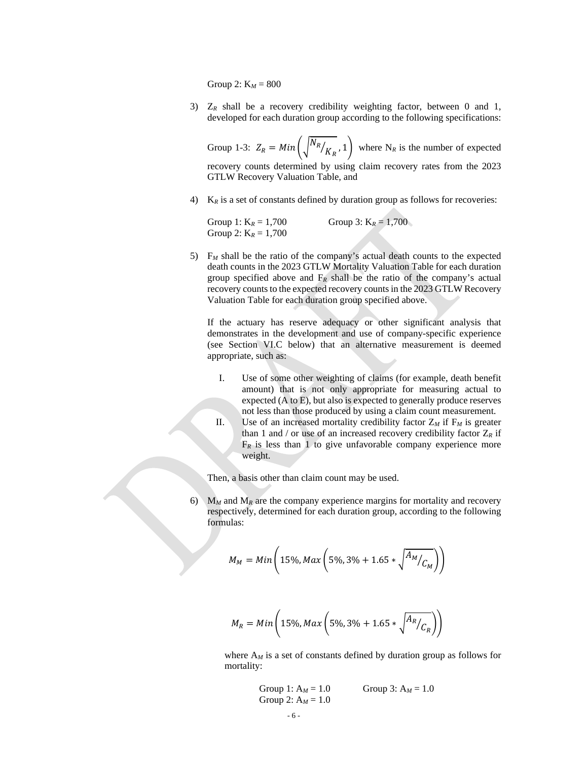Group 2: $K_M$ = 800

3) $Z_R$ shall be a recovery credibility weighting factor, between 0 and 1, developed for each duration group according to the following specifications:

   Group 1-3: $Z_R = Min\left(\sqrt{N_R/_{K_R}}, 1\right)$ where $N_R$ is the number of expected recovery counts determined by using claim recovery rates from the 2023 GTLW Recovery Valuation Table, and

4) $K_R$ is a set of constants defined by duration group as follows for recoveries:

   Group 1: $K_R$ = 1,700
   Group 2: $K_R$ = 1,700
   Group 3: $K_R$ = 1,700

5) $F_M$ shall be the ratio of the company's actual death counts to the expected death counts in the 2023 GTLW Mortality Valuation Table for each duration group specified above and $F_R$ shall be the ratio of the company's actual recovery counts to the expected recovery counts in the 2023 GTLW Recovery Valuation Table for each duration group specified above.

   If the actuary has reserve adequacy or other significant analysis that demonstrates in the development and use of company-specific experience (see Section VI.C below) that an alternative measurement is deemed appropriate, such as:

   I. Use of some other weighting of claims (for example, death benefit amount) that is not only appropriate for measuring actual to expected (A to E), but also is expected to generally produce reserves not less than those produced by using a claim count measurement.
   II. Use of an increased mortality credibility factor $Z_M$ if $F_M$ is greater than 1 and / or use of an increased recovery credibility factor $Z_R$ if $F_R$ is less than 1 to give unfavorable company experience more weight.

   Then, a basis other than claim count may be used.

6) $M_M$ and $M_R$ are the company experience margins for mortality and recovery respectively, determined for each duration group, according to the following formulas:

$$M_M = Min\left(15\%, Max\left(5\%, 3\% + 1.65 * \sqrt{A_M/_{C_M}}\right)\right)$$

$$M_R = Min\left(15\%, Max\left(5\%, 3\% + 1.65 * \sqrt{A_R/_{C_R}}\right)\right)$$

   where $A_M$ is a set of constants defined by duration group as follows for mortality:

   Group 1: $A_M$ = 1.0
   Group 2: $A_M$ = 1.0
   Group 3: $A_M$ = 1.0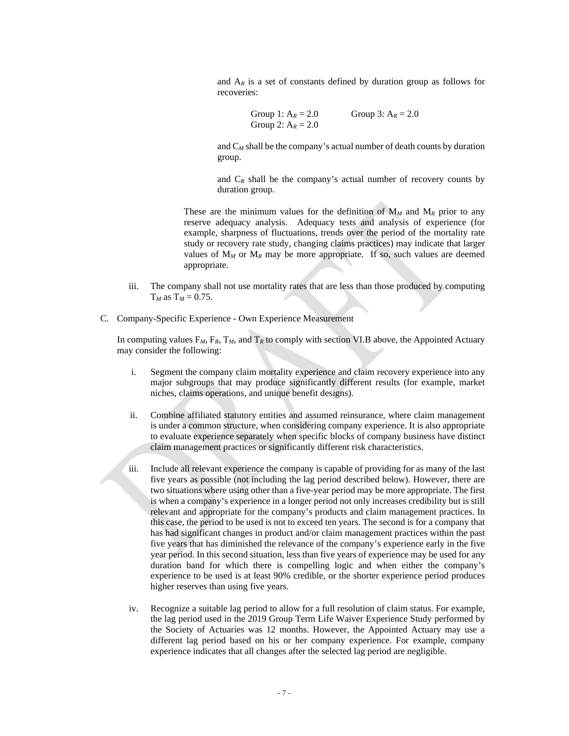and $A_R$ is a set of constants defined by duration group as follows for recoveries:

Group 1: $A_R = 2.0$
Group 2: $A_R = 2.0$
Group 3: $A_R = 2.0$

and $C_M$ shall be the company's actual number of death counts by duration group.

and $C_R$ shall be the company's actual number of recovery counts by duration group.

These are the minimum values for the definition of $M_M$ and $M_R$ prior to any reserve adequacy analysis. Adequacy tests and analysis of experience (for example, sharpness of fluctuations, trends over the period of the mortality rate study or recovery rate study, changing claims practices) may indicate that larger values of $M_M$ or $M_R$ may be more appropriate. If so, such values are deemed appropriate.

iii. The company shall not use mortality rates that are less than those produced by computing $T_M$ as $T_M = 0.75$.

C. Company-Specific Experience - Own Experience Measurement

In computing values $F_M$, $F_R$, $T_M$, and $T_R$ to comply with section VI.B above, the Appointed Actuary may consider the following:

i. Segment the company claim mortality experience and claim recovery experience into any major subgroups that may produce significantly different results (for example, market niches, claims operations, and unique benefit designs).

ii. Combine affiliated statutory entities and assumed reinsurance, where claim management is under a common structure, when considering company experience. It is also appropriate to evaluate experience separately when specific blocks of company business have distinct claim management practices or significantly different risk characteristics.

iii. Include all relevant experience the company is capable of providing for as many of the last five years as possible (not including the lag period described below). However, there are two situations where using other than a five-year period may be more appropriate. The first is when a company's experience in a longer period not only increases credibility but is still relevant and appropriate for the company's products and claim management practices. In this case, the period to be used is not to exceed ten years. The second is for a company that has had significant changes in product and/or claim management practices within the past five years that has diminished the relevance of the company's experience early in the five year period. In this second situation, less than five years of experience may be used for any duration band for which there is compelling logic and when either the company's experience to be used is at least 90% credible, or the shorter experience period produces higher reserves than using five years.

iv. Recognize a suitable lag period to allow for a full resolution of claim status. For example, the lag period used in the 2019 Group Term Life Waiver Experience Study performed by the Society of Actuaries was 12 months. However, the Appointed Actuary may use a different lag period based on his or her company experience. For example, company experience indicates that all changes after the selected lag period are negligible.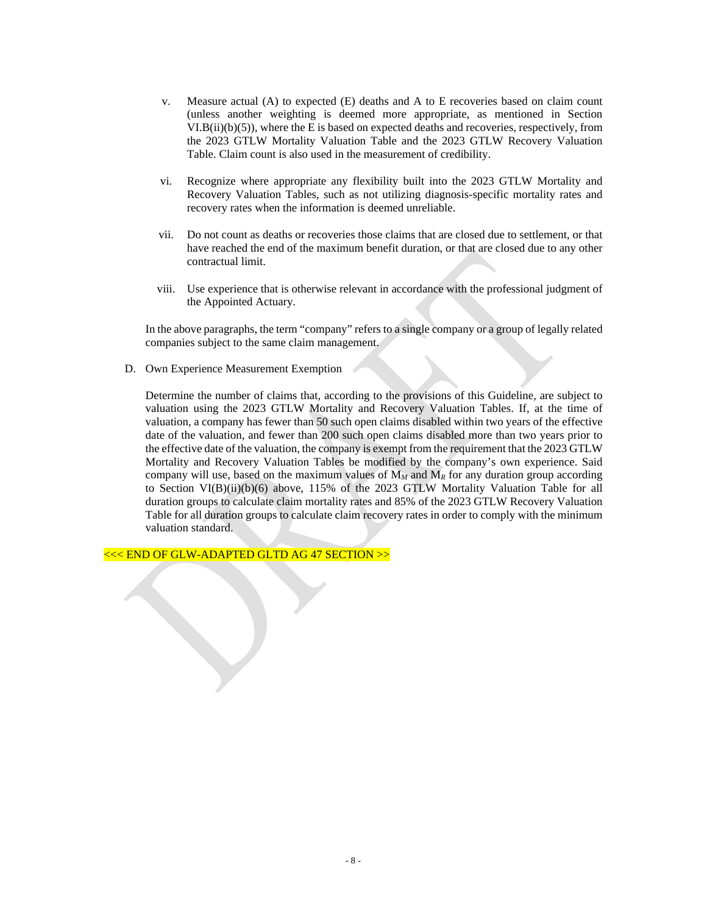v. Measure actual (A) to expected (E) deaths and A to E recoveries based on claim count (unless another weighting is deemed more appropriate, as mentioned in Section VI.B(ii)(b)(5)), where the E is based on expected deaths and recoveries, respectively, from the 2023 GTLW Mortality Valuation Table and the 2023 GTLW Recovery Valuation Table. Claim count is also used in the measurement of credibility.

vi. Recognize where appropriate any flexibility built into the 2023 GTLW Mortality and Recovery Valuation Tables, such as not utilizing diagnosis-specific mortality rates and recovery rates when the information is deemed unreliable.

vii. Do not count as deaths or recoveries those claims that are closed due to settlement, or that have reached the end of the maximum benefit duration, or that are closed due to any other contractual limit.

viii. Use experience that is otherwise relevant in accordance with the professional judgment of the Appointed Actuary.

In the above paragraphs, the term "company" refers to a single company or a group of legally related companies subject to the same claim management.

D. Own Experience Measurement Exemption

Determine the number of claims that, according to the provisions of this Guideline, are subject to valuation using the 2023 GTLW Mortality and Recovery Valuation Tables. If, at the time of valuation, a company has fewer than 50 such open claims disabled within two years of the effective date of the valuation, and fewer than 200 such open claims disabled more than two years prior to the effective date of the valuation, the company is exempt from the requirement that the 2023 GTLW Mortality and Recovery Valuation Tables be modified by the company's own experience. Said company will use, based on the maximum values of $M_M$ and $M_R$ for any duration group according to Section VI(B)(ii)(b)(6) above, 115% of the 2023 GTLW Mortality Valuation Table for all duration groups to calculate claim mortality rates and 85% of the 2023 GTLW Recovery Valuation Table for all duration groups to calculate claim recovery rates in order to comply with the minimum valuation standard.

<<< END OF GLW-ADAPTED GLTD AG 47 SECTION >>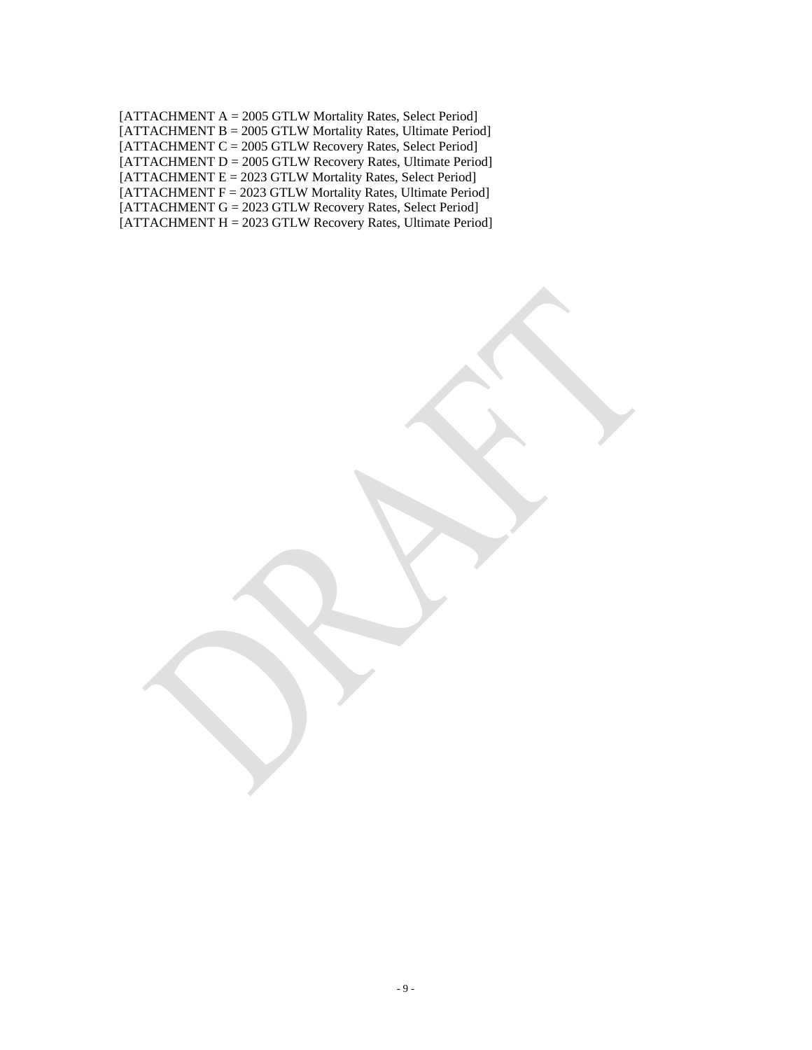[ATTACHMENT A = 2005 GTLW Mortality Rates, Select Period]
[ATTACHMENT B = 2005 GTLW Mortality Rates, Ultimate Period]
[ATTACHMENT C = 2005 GTLW Recovery Rates, Select Period]
[ATTACHMENT D = 2005 GTLW Recovery Rates, Ultimate Period]
[ATTACHMENT E = 2023 GTLW Mortality Rates, Select Period]
[ATTACHMENT F = 2023 GTLW Mortality Rates, Ultimate Period]
[ATTACHMENT G = 2023 GTLW Recovery Rates, Select Period]
[ATTACHMENT H = 2023 GTLW Recovery Rates, Ultimate Period]